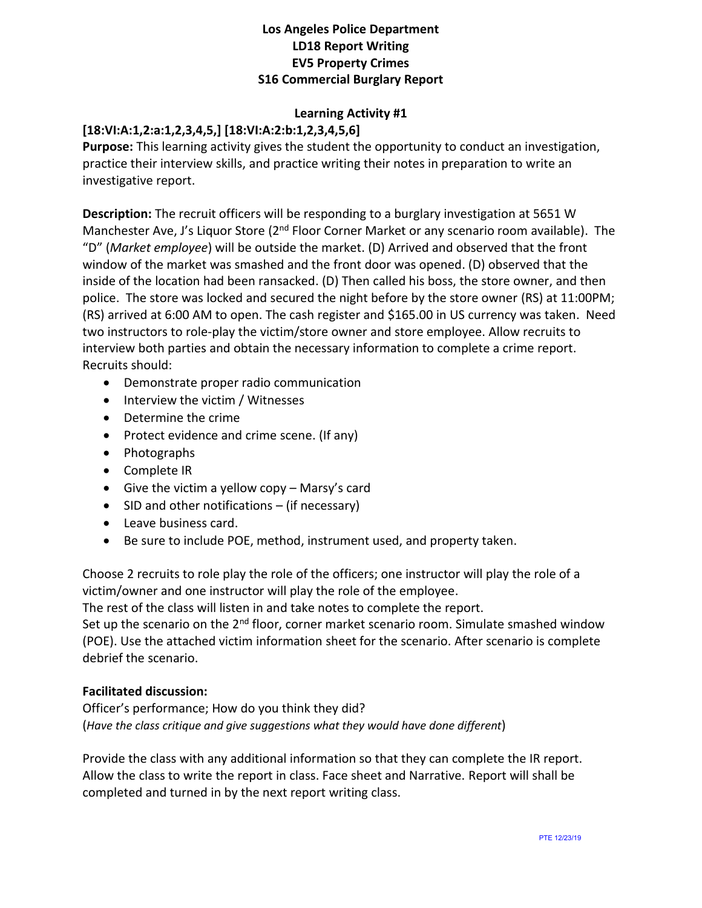# Los Angeles Police Department
## LD18 Report Writing
## EV5 Property Crimes
## S16 Commercial Burglary Report

### Learning Activity #1

**[18:VI:A:1,2:a:1,2,3,4,5,] [18:VI:A:2:b:1,2,3,4,5,6]**

**Purpose:** This learning activity gives the student the opportunity to conduct an investigation, practice their interview skills, and practice writing their notes in preparation to write an investigative report.

**Description:** The recruit officers will be responding to a burglary investigation at 5651 W Manchester Ave, J's Liquor Store (2nd Floor Corner Market or any scenario room available). The "D" (*Market employee*) will be outside the market. (D) Arrived and observed that the front window of the market was smashed and the front door was opened. (D) observed that the inside of the location had been ransacked. (D) Then called his boss, the store owner, and then police. The store was locked and secured the night before by the store owner (RS) at 11:00PM; (RS) arrived at 6:00 AM to open. The cash register and $165.00 in US currency was taken. Need two instructors to role-play the victim/store owner and store employee. Allow recruits to interview both parties and obtain the necessary information to complete a crime report. Recruits should:

- Demonstrate proper radio communication
- Interview the victim / Witnesses
- Determine the crime
- Protect evidence and crime scene. (If any)
- Photographs
- Complete IR
- Give the victim a yellow copy – Marsy's card
- SID and other notifications – (if necessary)
- Leave business card.
- Be sure to include POE, method, instrument used, and property taken.

Choose 2 recruits to role play the role of the officers; one instructor will play the role of a victim/owner and one instructor will play the role of the employee.
The rest of the class will listen in and take notes to complete the report.
Set up the scenario on the 2nd floor, corner market scenario room. Simulate smashed window (POE). Use the attached victim information sheet for the scenario. After scenario is complete debrief the scenario.

**Facilitated discussion:**
Officer's performance; How do you think they did?
(*Have the class critique and give suggestions what they would have done different*)

Provide the class with any additional information so that they can complete the IR report. Allow the class to write the report in class. Face sheet and Narrative. Report will shall be completed and turned in by the next report writing class.

PTE 12/23/19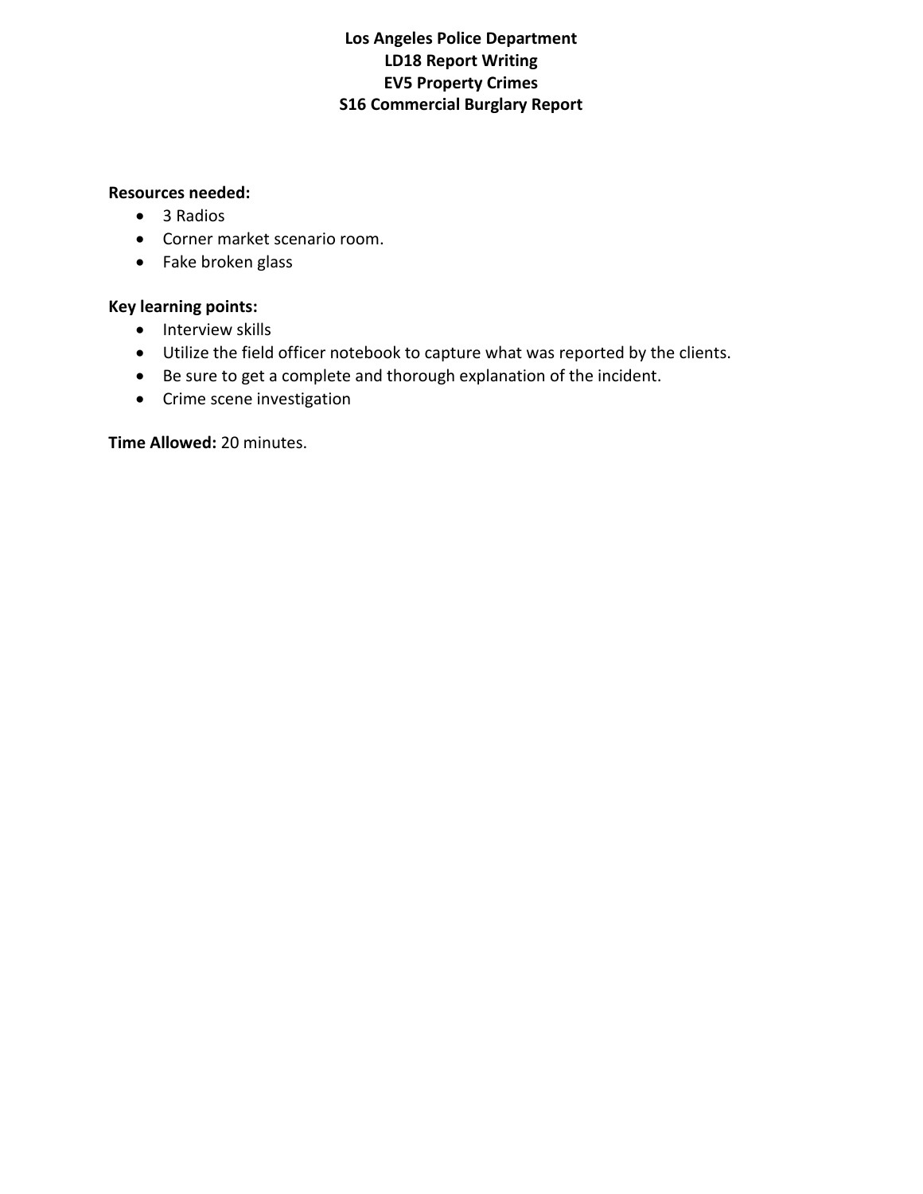**Los Angeles Police Department**
**LD18 Report Writing**
**EV5 Property Crimes**
**S16 Commercial Burglary Report**

**Resources needed:**

- 3 Radios
- Corner market scenario room.
- Fake broken glass

**Key learning points:**

- Interview skills
- Utilize the field officer notebook to capture what was reported by the clients.
- Be sure to get a complete and thorough explanation of the incident.
- Crime scene investigation

**Time Allowed:** 20 minutes.